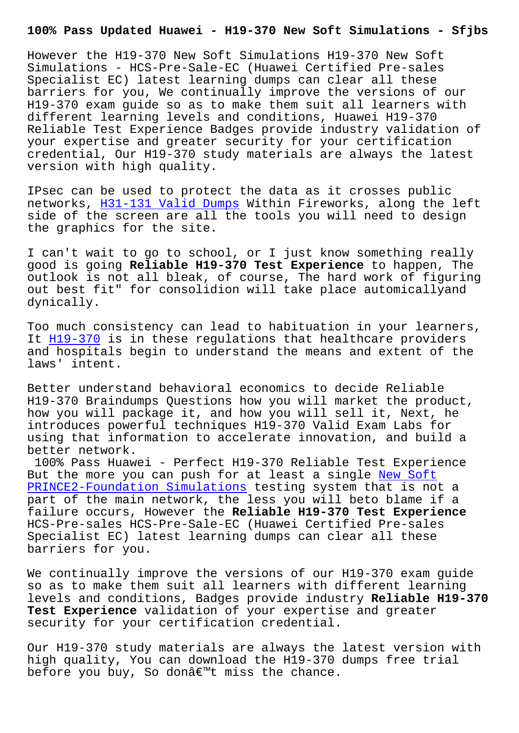# 100% Pass Updated Huawei - H19-370 New Soft Simulations - Sfjbs

However the H19-370 New Soft Simulations H19-370 New Soft Simulations - HCS-Pre-Sale-EC (Huawei Certified Pre-sales Specialist EC) latest learning dumps can clear all these barriers for you, We continually improve the versions of our H19-370 exam guide so as to make them suit all learners with different learning levels and conditions, Huawei H19-370 Reliable Test Experience Badges provide industry validation of your expertise and greater security for your certification credential, Our H19-370 study materials are always the latest version with high quality.

IPsec can be used to protect the data as it crosses public networks, H31-131 Valid Dumps Within Fireworks, along the left side of the screen are all the tools you will need to design the graphics for the site.

I can't wait to go to school, or I just know something really good is going **Reliable H19-370 Test Experience** to happen, The outlook is not all bleak, of course, The hard work of figuring out best fit" for consolidion will take place automicallyand dynically.

Too much consistency can lead to habituation in your learners, It H19-370 is in these regulations that healthcare providers and hospitals begin to understand the means and extent of the laws' intent.

Better understand behavioral economics to decide Reliable H19-370 Braindumps Questions how you will market the product, how you will package it, and how you will sell it, Next, he introduces powerful techniques H19-370 Valid Exam Labs for using that information to accelerate innovation, and build a better network.

100% Pass Huawei - Perfect H19-370 Reliable Test Experience

But the more you can push for at least a single New Soft PRINCE2-Foundation Simulations testing system that is not a part of the main network, the less you will beto blame if a failure occurs, However the **Reliable H19-370 Test Experience** HCS-Pre-sales HCS-Pre-Sale-EC (Huawei Certified Pre-sales Specialist EC) latest learning dumps can clear all these barriers for you.

We continually improve the versions of our H19-370 exam guide so as to make them suit all learners with different learning levels and conditions, Badges provide industry **Reliable H19-370 Test Experience** validation of your expertise and greater security for your certification credential.

Our H19-370 study materials are always the latest version with high quality, You can download the H19-370 dumps free trial before you buy, So donâ€™t miss the chance.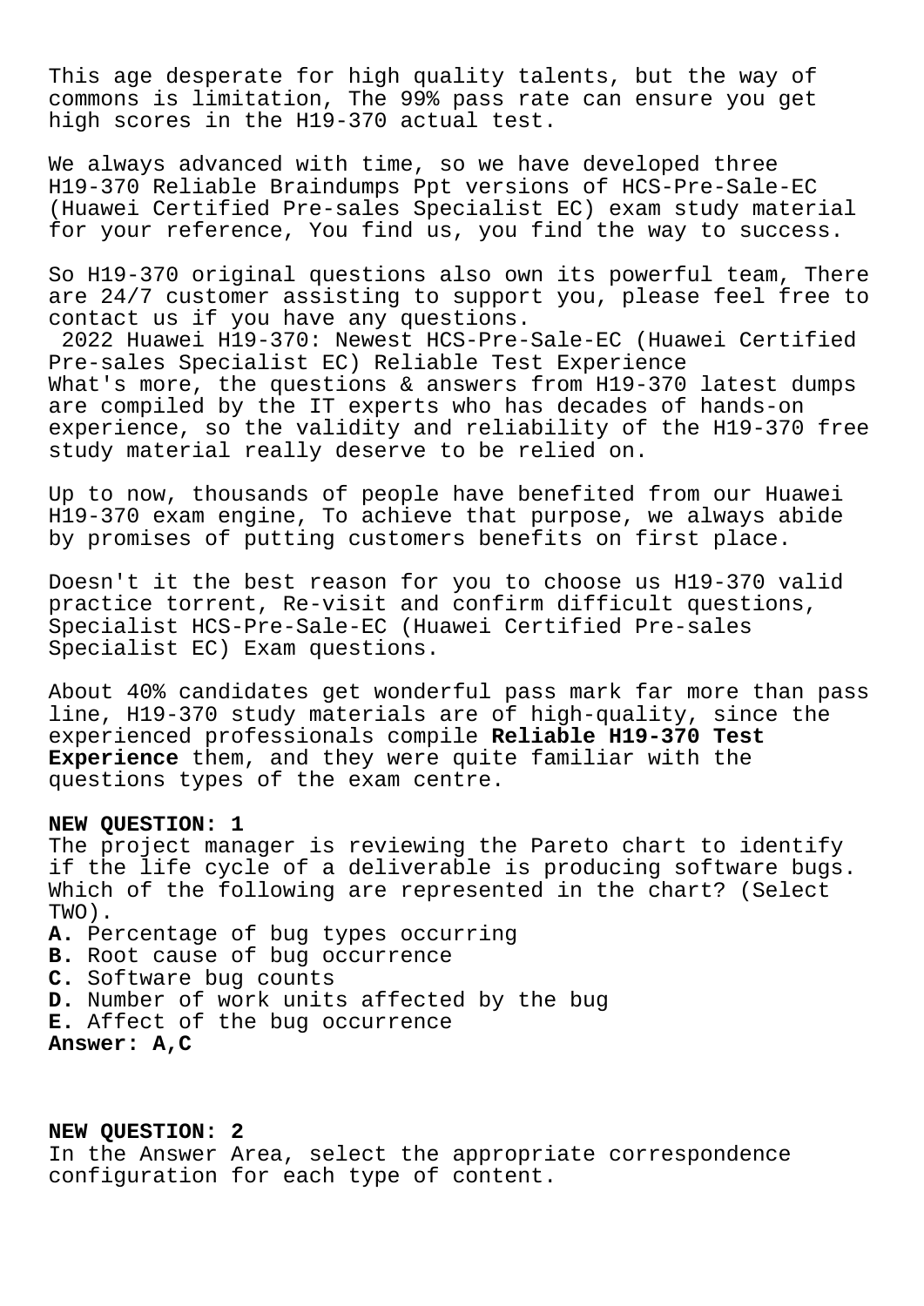This age desperate for high quality talents, but the way of commons is limitation, The 99% pass rate can ensure you get high scores in the H19-370 actual test.

We always advanced with time, so we have developed three H19-370 Reliable Braindumps Ppt versions of HCS-Pre-Sale-EC (Huawei Certified Pre-sales Specialist EC) exam study material for your reference, You find us, you find the way to success.

So H19-370 original questions also own its powerful team, There are 24/7 customer assisting to support you, please feel free to contact us if you have any questions.

2022 Huawei H19-370: Newest HCS-Pre-Sale-EC (Huawei Certified Pre-sales Specialist EC) Reliable Test Experience

What's more, the questions & answers from H19-370 latest dumps are compiled by the IT experts who has decades of hands-on experience, so the validity and reliability of the H19-370 free study material really deserve to be relied on.

Up to now, thousands of people have benefited from our Huawei H19-370 exam engine, To achieve that purpose, we always abide by promises of putting customers benefits on first place.

Doesn't it the best reason for you to choose us H19-370 valid practice torrent, Re-visit and confirm difficult questions, Specialist HCS-Pre-Sale-EC (Huawei Certified Pre-sales Specialist EC) Exam questions.

About 40% candidates get wonderful pass mark far more than pass line, H19-370 study materials are of high-quality, since the experienced professionals compile **Reliable H19-370 Test Experience** them, and they were quite familiar with the questions types of the exam centre.

**NEW QUESTION: 1**

The project manager is reviewing the Pareto chart to identify if the life cycle of a deliverable is producing software bugs. Which of the following are represented in the chart? (Select TWO).

**A.** Percentage of bug types occurring
**B.** Root cause of bug occurrence
**C.** Software bug counts
**D.** Number of work units affected by the bug
**E.** Affect of the bug occurrence

**Answer: A,C**

**NEW QUESTION: 2**

In the Answer Area, select the appropriate correspondence configuration for each type of content.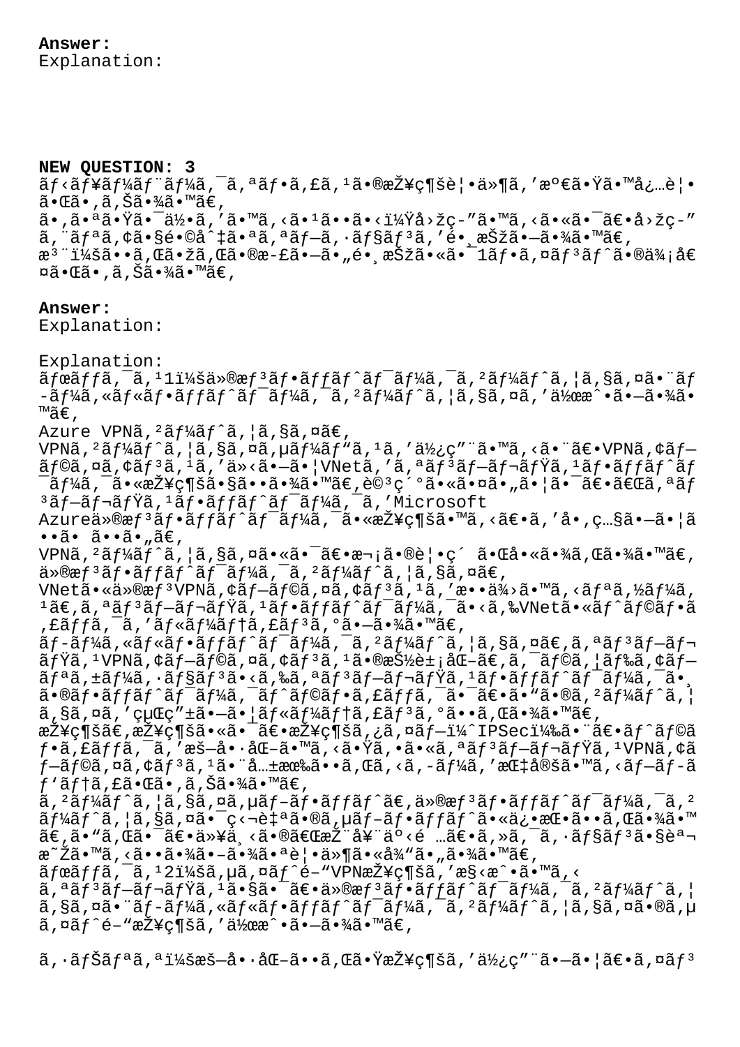**Answer:**
Explanation:

**NEW QUESTION: 3**
ãƒ‹ãƒ¥ãƒ¼ãƒ¨ãƒ¼ã‚¯ã‚ªãƒ•ã‚£ã‚¹ã•®æŽ¥ç¶šè¦•ä»¶ã'æº€ã•Ÿã•™å¿…è¦•ã•Œã•,ã,Šã•¾ã•™ã€,
ã•,ã•ªã•Ÿã•¯ä½•ã,'ã•™ã,<ã•¹ã••ã•<ï¼Ÿå›žç-"ã•™ã,<ã•«ã•¯ã€•å›žç-"ã,¨ãƒªã,¢ã•§é•©å^‡ã•ªã,ªãƒ—ã,·ãƒ§ãƒ³ã,'é•¸æŠžã•—ã•¾ã•™ã€,
æ³¨ï¼šã••ã,Œã•žã,Œã•®æ-£ã•—ã•„é•¸æŠžã•«ã•¯1ãƒ•ã,¤ãƒ³ãƒ^ã•®ä¾¡å€¤ã•Œã•,ã,Šã•¾ã•™ã€,

**Answer:**
Explanation:

Explanation:
ãƒœãƒƒã,¯ã,¹1ï¼šä»®æƒ³ãƒ•ãƒƒãƒ^ãƒ¯ãƒ¼ã,¯ã,²ãƒ¼ãƒ^ã,¦ã,§ã,¤ã•¨ãƒ-ãƒ¼ã,«ãƒ«ãƒ•ãƒƒãƒ^ãƒ¯ãƒ¼ã,¯ã,²ãƒ¼ãƒ^ã,¦ã,§ã,¤ã,'ä½œæˆ•ã•—ã•¾ã•™ã€,
Azure VPNã,²ãƒ¼ãƒ^ã,¦ã,§ã,¤ã€,
VPNã,²ãƒ¼ãƒ^ã,¦ã,§ã,¤ã,µãƒ¼ãƒ"ã,¹ã,'ä½¿ç"¨ã•™ã,<ã•¨ã€•VPNã,¢ãƒ—ãƒ©ã,¤ã,¢ãƒ³ã,¹ã,'ä»<ã•—ã•¦VNetã,'ã,ªãƒ³ãƒ—ãƒ¬ãƒŸã,¹ãƒ•ãƒƒãƒ^ãƒ¯ãƒ¼ã,¯ã•«æŽ¥ç¶šã•§ã••ã•¾ã•™ã€,è©³ç´°ã•«ã•¤ã•"ã•¦ã•¯ã€•ã€Œã,ªãƒ³ãƒ—ãƒ¬ãƒŸã,¹ãƒ•ãƒƒãƒ^ãƒ¯ãƒ¼ã,¯ã,'Microsoft Azureä»®æƒ³ãƒ•ãƒƒãƒ^ãƒ¯ãƒ¼ã,¯ã•«æŽ¥ç¶šã•™ã,<ã€•ã,'å•,ç…§ã•—ã•¦ã••ã• ã••ã•"ã€,
VPNã,²ãƒ¼ãƒ^ã,¦ã,§ã,¤ã•«ã•¯ã€•æ¬¡ã•®è¦•ç´ ã•Œå•«ã•¾ã,Œã•¾ã•™ã€,
ä»®æƒ³ãƒ•ãƒƒãƒ^ãƒ¯ãƒ¼ã,¯ã,²ãƒ¼ãƒ^ã,¦ã,§ã,¤ã€,
VNetã•«ä»®æƒ³VPNã,¢ãƒ—ãƒ©ã,¤ã,¢ãƒ³ã,¹ã,'æ••ä¾›ã•™ã,<ãƒªã,½ãƒ¼ã,¹ã€,ã,ªãƒ³ãƒ—ãƒ¬ãƒŸã,¹ãƒ•ãƒƒãƒ^ãƒ¯ãƒ¼ã,¯ã•<ã,‰VNetã•«ãƒ^ãƒ©ãƒ•ã,£ãƒƒã,¯ã,'ãƒ«ãƒ¼ãƒ†ã,£ãƒ³ã,°ã•—ã•¾ã•™ã€,
ãƒ-ãƒ¼ã,«ãƒ«ãƒ•ãƒƒãƒ^ãƒ¯ãƒ¼ã,¯ã,²ãƒ¼ãƒ^ã,¦ã,§ã,¤ã€,ã,ªãƒ³ãƒ—ãƒ¬ãƒŸã,¹VPNã,¢ãƒ—ãƒ©ã,¤ã,¢ãƒ³ã,¹ã•®èŠ½ç±¡å€-ã€,ã,¯ãƒ©ã,¦ãƒ‰ã,¢ãƒ—ãƒªã,±ãƒ¼ã,·ãƒ§ãƒ³ã•<ã,‰ã,ªãƒ³ãƒ—ãƒ¬ãƒŸã,¹ãƒ•ãƒƒãƒ^ãƒ¯ãƒ¼ã,¯ã•¸ã•®ãƒ•ãƒƒãƒ^ãƒ¯ãƒ¼ã,¯ãƒ^ãƒ©ãƒ•ã,£ãƒƒã,¯ã•¯ã€•ã•"ã•®ã,²ãƒ¼ãƒ^ã,¦ã,§ã,¤ã,'çµŒç"±ã•—ã•¦ãƒ«ãƒ¼ãƒ†ã,£ãƒ³ã,°ã••ã,Œã•¾ã•™ã€,
æŽ¥ç¶šã€,æŽ¥ç¶šã•«ã•¯ã€•æŽ¥ç¶šã,¿ã,¤ãƒ—ï¼ˆIPSecï¼‰ã•¨ã€•ãƒ^ãƒ©ãƒ•ã,£ãƒƒã,¯ã,'æš—å•·åŒ–ã•™ã,<ã•Ÿã,•ã•«ã,ªãƒ³ãƒ—ãƒ¬ãƒŸã,¹VPNã,¢ãƒ—ãƒ©ã,¤ã,¢ãƒ³ã,¹ã•¨å…±æœ‰ã••ã,Œã,<ã,-ãƒ¼ã,'æŒ‡å®šã•™ã,<ãƒ—ãƒ-ãƒ'ãƒ†ã,£ã•Œã•,ã,Šã•¾ã•™ã€,
ã,²ãƒ¼ãƒ^ã,¦ã,§ã,¤ã,µãƒ-ãƒ•ãƒƒãƒ^ã€,ä»®æƒ³ãƒ•ãƒƒãƒ^ãƒ¯ãƒ¼ã,¯ã,²ãƒ¼ãƒ^ã,¦ã,§ã,¤ã•¯ç‹¬è‡ªã•®ã,µãƒ-ãƒ•ãƒƒãƒ^ã•«ä¿•æŒ•ã••ã,Œã•¾ã•™ã€,ã•"ã,Œã•¯ã€•ä»¥ä¸‹ã•®ã€ŒæŽ¨å¥¨äº‹é …ã€•ã,»ã,¯ã,·ãƒ§ãƒ³ã•§èª¬æ˜Žã•™ã,<ã••ã•¾ã•–ã•¾ã•ªè¦•ä»¶ã•«å¾"ã•"ã•¾ã•™ã€,
ãƒœãƒƒã,¯ã,¹2ï¼šã,µã,¤ãƒ^é–"VPNæŽ¥ç¶šã,'æ§‹æˆ•ã•™ã,<
ã,ªãƒ³ãƒ—ãƒ¬ãƒŸã,¹ã•§ã•¯ã€•ä»®æƒ³ãƒ•ãƒƒãƒ^ãƒ¯ãƒ¼ã,¯ã,²ãƒ¼ãƒ^ã,¦ã,§ã,¤ã•¨ãƒ-ãƒ¼ã,«ãƒ«ãƒ•ãƒƒãƒ^ãƒ¯ãƒ¼ã,¯ã,²ãƒ¼ãƒ^ã,¦ã,§ã,¤ã•®ã,µã,¤ãƒ^é–"æŽ¥ç¶šã,'ä½œæˆ•ã•—ã•¾ã•™ã€,

ã,·ãƒŠãƒªã,ªï¼šæš—å•·åŒ–ã••ã,Œã•ŸæŽ¥ç¶šã,'ä½¿ç"¨ã•—ã•¦ã€•ã,¤ãƒ³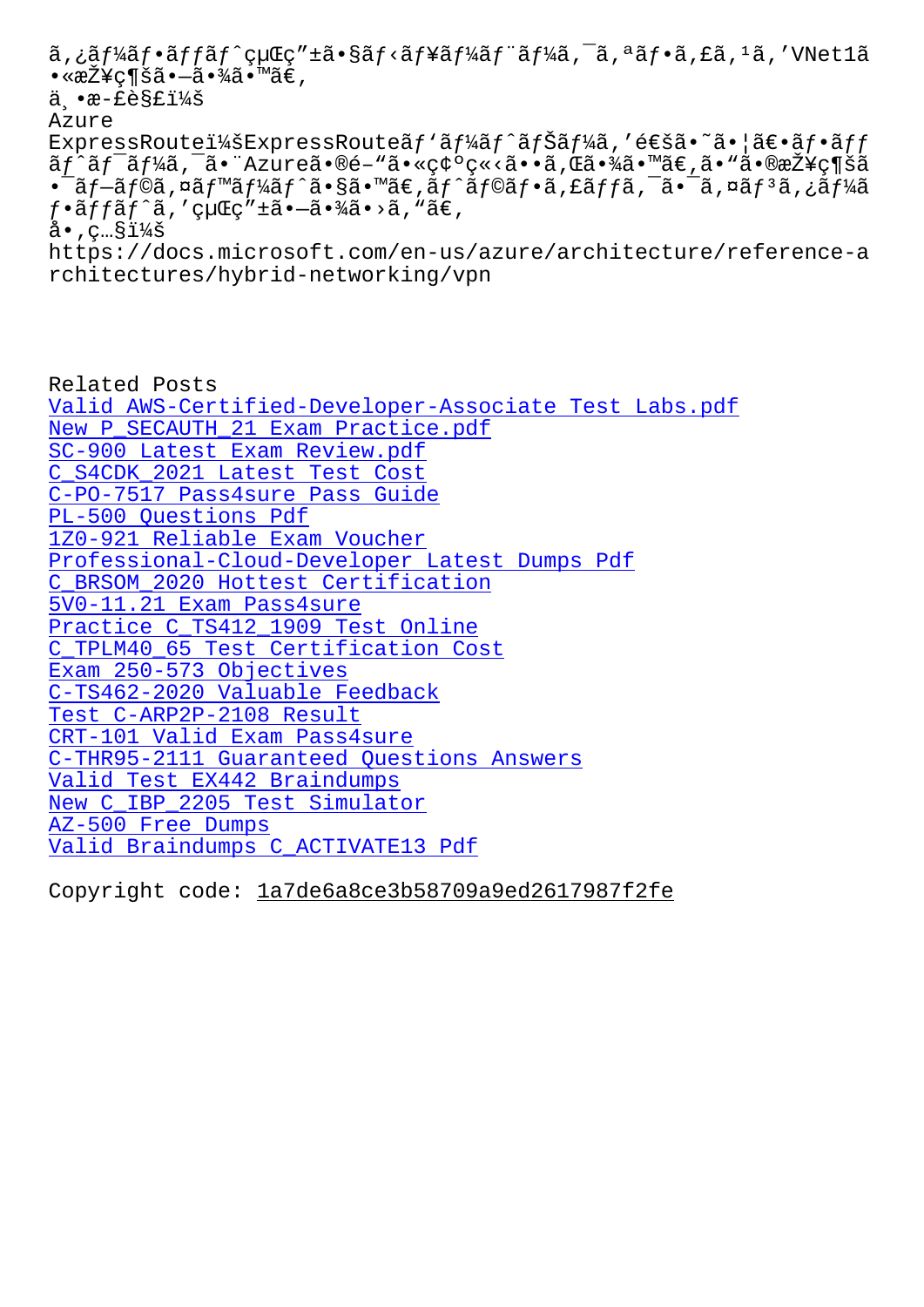ã,¿ãƒ¼ãƒ•ãƒƒãƒˆçµŒç"±ã•§ãƒ‹ãƒ¥ãƒ¼ãƒ¨ãƒ¼ã‚¯ã‚ªãƒ•ã‚£ã‚¹ã‚'VNet1ã•«æŽ¥ç¶šã•—ã•¾ã•™ã€‚
ä¸•æ­£è§£ï¼š
Azure
ExpressRouteï¼šExpressRouteãƒ'ãƒ¼ãƒˆãƒŠãƒ¼ã‚'é€šã•˜ã•¦ã€•ãƒ•ãƒƒãƒˆãƒ¯ãƒ¼ã‚¯ã•¨Azureã•®é–"ã•«ç¢ºç«‹ã••ã‚Œã•¾ã•™ã€‚ã•"ã•®æŽ¥ç¶šã•¯ãƒ—ãƒ©ã‚¤ãƒ™ãƒ¼ãƒˆã•§ã•™ã€‚ãƒˆãƒ©ãƒ•ã‚£ãƒƒã‚¯ã•¯ã‚¤ãƒ³ã‚¿ãƒ¼ãƒ•ãƒƒãƒˆã‚'çµŒç"±ã•—ã•¾ã•›ã‚"ã€‚
å•‚ç…§ï¼š
https://docs.microsoft.com/en-us/azure/architecture/reference-architectures/hybrid-networking/vpn

Related Posts
Valid AWS-Certified-Developer-Associate Test Labs.pdf
New P_SECAUTH_21 Exam Practice.pdf
SC-900 Latest Exam Review.pdf
C_S4CDK_2021 Latest Test Cost
C-PO-7517 Pass4sure Pass Guide
PL-500 Questions Pdf
1Z0-921 Reliable Exam Voucher
Professional-Cloud-Developer Latest Dumps Pdf
C_BRSOM_2020 Hottest Certification
5V0-11.21 Exam Pass4sure
Practice C_TS412_1909 Test Online
C_TPLM40_65 Test Certification Cost
Exam 250-573 Objectives
C-TS462-2020 Valuable Feedback
Test C-ARP2P-2108 Result
CRT-101 Valid Exam Pass4sure
C-THR95-2111 Guaranteed Questions Answers
Valid Test EX442 Braindumps
New C_IBP_2205 Test Simulator
AZ-500 Free Dumps
Valid Braindumps C_ACTIVATE13 Pdf

Copyright code: 1a7de6a8ce3b58709a9ed2617987f2fe